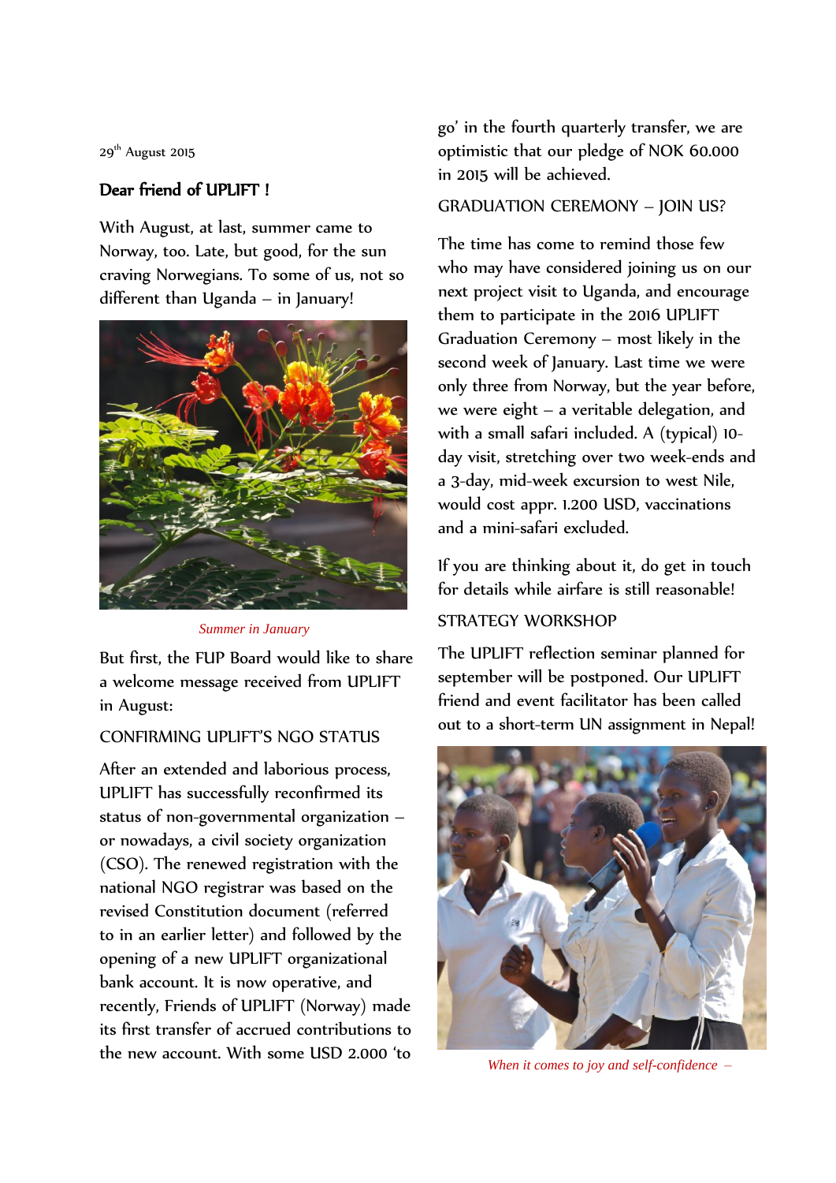29th August 2015

## Dear friend of UPLIFT !

With August, at last, summer came to Norway, too. Late, but good, for the sun craving Norwegians. To some of us, not so different than Uganda – in January!

*Summer in January*

But first, the FUP Board would like to share a welcome message received from UPLIFT in August:

### CONFIRMING UPLIFT'S NGO STATUS

After an extended and laborious process, UPLIFT has successfully reconfirmed its status of non-governmental organization – or nowadays, a civil society organization (CSO). The renewed registration with the national NGO registrar was based on the revised Constitution document (referred to in an earlier letter) and followed by the opening of a new UPLIFT organizational bank account. It is now operative, and recently, Friends of UPLIFT (Norway) made its first transfer of accrued contributions to the new account. With some USD 2.000 'to go' in the fourth quarterly transfer, we are optimistic that our pledge of NOK 60.000 in 2015 will be achieved.

### GRADUATION CEREMONY – JOIN US?

The time has come to remind those few who may have considered joining us on our next project visit to Uganda, and encourage them to participate in the 2016 UPLIFT Graduation Ceremony – most likely in the second week of January. Last time we were only three from Norway, but the year before, we were eight – a veritable delegation, and with a small safari included. A (typical) 10-day visit, stretching over two week-ends and a 3-day, mid-week excursion to west Nile, would cost appr. 1.200 USD, vaccinations and a mini-safari excluded.

If you are thinking about it, do get in touch for details while airfare is still reasonable!

### STRATEGY WORKSHOP

The UPLIFT reflection seminar planned for september will be postponed. Our UPLIFT friend and event facilitator has been called out to a short-term UN assignment in Nepal!

*When it comes to joy and self-confidence –*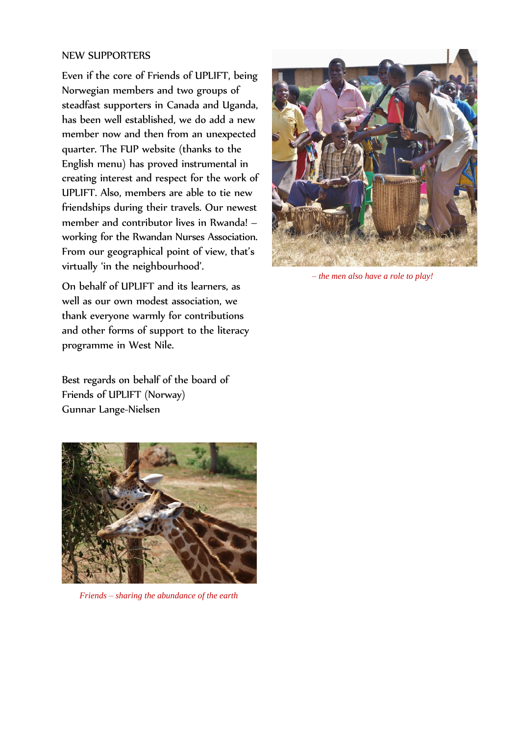## NEW SUPPORTERS

Even if the core of Friends of UPLIFT, being Norwegian members and two groups of steadfast supporters in Canada and Uganda, has been well established, we do add a new member now and then from an unexpected quarter. The FUP website (thanks to the English menu) has proved instrumental in creating interest and respect for the work of UPLIFT. Also, members are able to tie new friendships during their travels. Our newest member and contributor lives in Rwanda! – working for the Rwandan Nurses Association. From our geographical point of view, that's virtually 'in the neighbourhood'.

On behalf of UPLIFT and its learners, as well as our own modest association, we thank everyone warmly for contributions and other forms of support to the literacy programme in West Nile.

Best regards on behalf of the board of
Friends of UPLIFT (Norway)
Gunnar Lange-Nielsen

*Friends – sharing the abundance of the earth*

*– the men also have a role to play!*